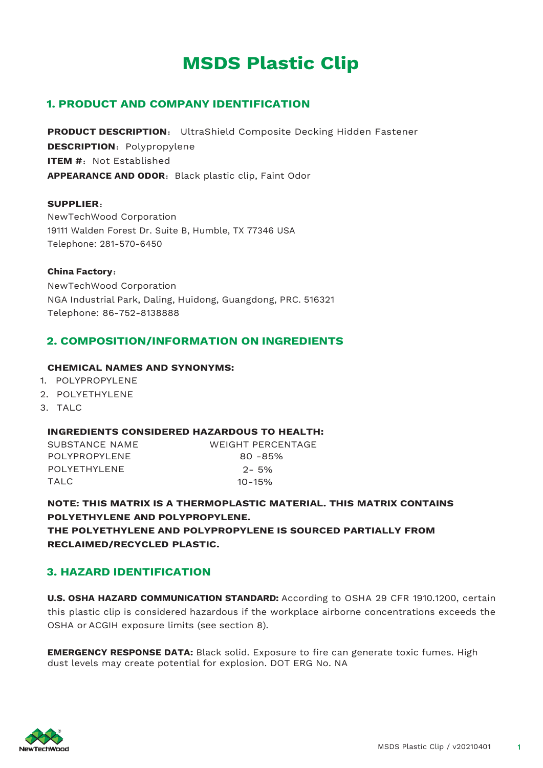# MSDS Plastic Clip

## 1. PRODUCT AND COMPANY IDENTIFICATION

**PRODUCT DESCRIPTION**： UltraShield Composite Decking Hidden Fastener
**DESCRIPTION**：Polypropylene
**ITEM #**：Not Established
**APPEARANCE AND ODOR**：Black plastic clip, Faint Odor

**SUPPLIER**：
NewTechWood Corporation
19111 Walden Forest Dr. Suite B, Humble, TX 77346 USA
Telephone: 281-570-6450

**China Factory**：
NewTechWood Corporation
NGA Industrial Park, Daling, Huidong, Guangdong, PRC. 516321
Telephone: 86-752-8138888

## 2. COMPOSITION/INFORMATION ON INGREDIENTS

**CHEMICAL NAMES AND SYNONYMS:**

1. POLYPROPYLENE
2. POLYETHYLENE
3. TALC

**INGREDIENTS CONSIDERED HAZARDOUS TO HEALTH:**

| SUBSTANCE NAME | WEIGHT PERCENTAGE |
|---|---|
| POLYPROPYLENE | 80 -85% |
| POLYETHYLENE | 2- 5% |
| TALC | 10-15% |

**NOTE: THIS MATRIX IS A THERMOPLASTIC MATERIAL. THIS MATRIX CONTAINS POLYETHYLENE AND POLYPROPYLENE.**
**THE POLYETHYLENE AND POLYPROPYLENE IS SOURCED PARTIALLY FROM RECLAIMED/RECYCLED PLASTIC.**

## 3. HAZARD IDENTIFICATION

**U.S. OSHA HAZARD COMMUNICATION STANDARD:** According to OSHA 29 CFR 1910.1200, certain this plastic clip is considered hazardous if the workplace airborne concentrations exceeds the OSHA or ACGIH exposure limits (see section 8).

**EMERGENCY RESPONSE DATA:** Black solid. Exposure to fire can generate toxic fumes. High dust levels may create potential for explosion. DOT ERG No. NA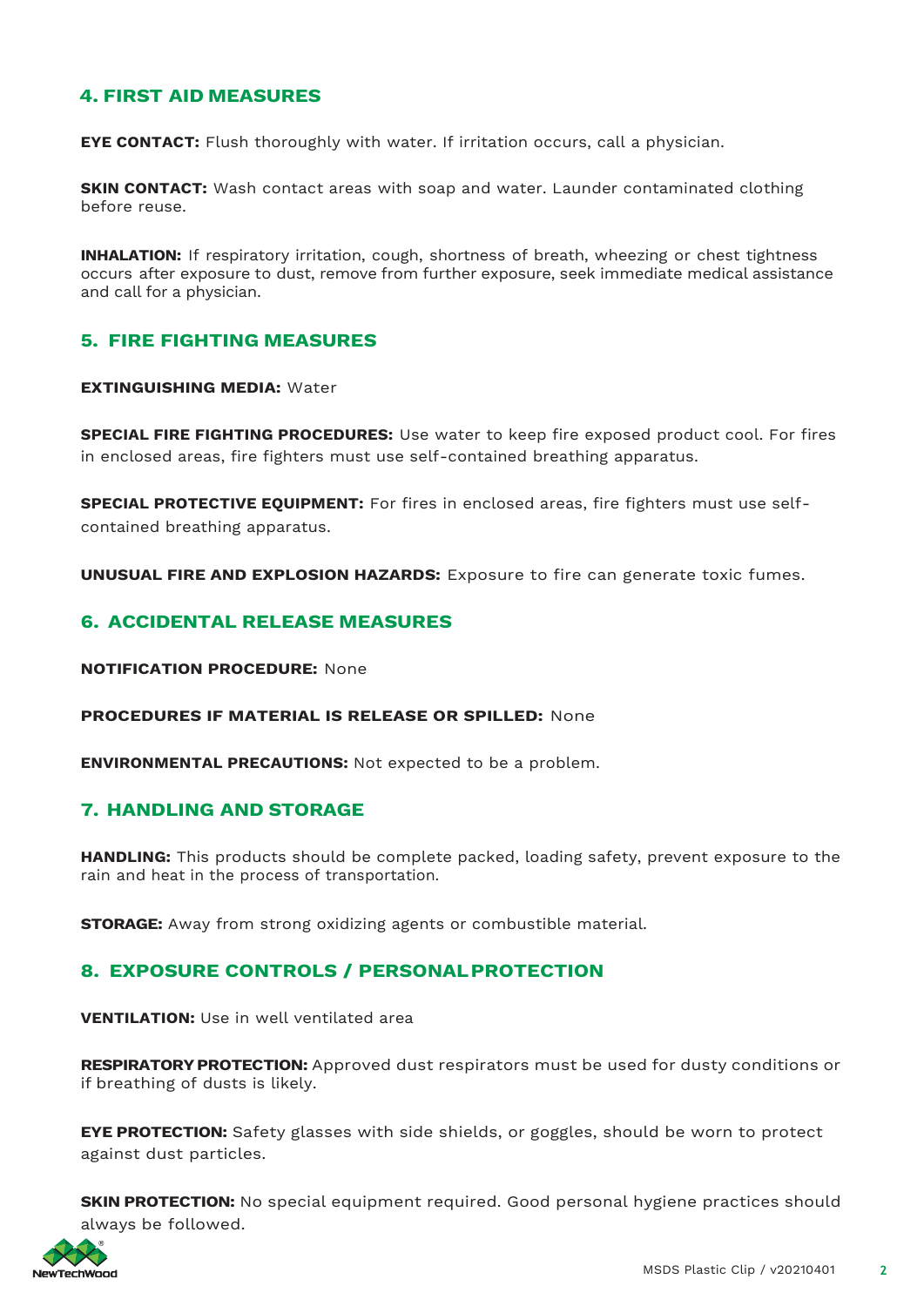## 4. FIRST AID MEASURES

**EYE CONTACT:** Flush thoroughly with water. If irritation occurs, call a physician.

**SKIN CONTACT:** Wash contact areas with soap and water. Launder contaminated clothing before reuse.

**INHALATION:** If respiratory irritation, cough, shortness of breath, wheezing or chest tightness occurs after exposure to dust, remove from further exposure, seek immediate medical assistance and call for a physician.

## 5. FIRE FIGHTING MEASURES

**EXTINGUISHING MEDIA:** Water

**SPECIAL FIRE FIGHTING PROCEDURES:** Use water to keep fire exposed product cool. For fires in enclosed areas, fire fighters must use self-contained breathing apparatus.

**SPECIAL PROTECTIVE EQUIPMENT:** For fires in enclosed areas, fire fighters must use self-contained breathing apparatus.

**UNUSUAL FIRE AND EXPLOSION HAZARDS:** Exposure to fire can generate toxic fumes.

## 6. ACCIDENTAL RELEASE MEASURES

**NOTIFICATION PROCEDURE:** None

**PROCEDURES IF MATERIAL IS RELEASE OR SPILLED:** None

**ENVIRONMENTAL PRECAUTIONS:** Not expected to be a problem.

## 7. HANDLING AND STORAGE

**HANDLING:** This products should be complete packed, loading safety, prevent exposure to the rain and heat in the process of transportation.

**STORAGE:** Away from strong oxidizing agents or combustible material.

## 8. EXPOSURE CONTROLS / PERSONAL PROTECTION

**VENTILATION:** Use in well ventilated area

**RESPIRATORY PROTECTION:** Approved dust respirators must be used for dusty conditions or if breathing of dusts is likely.

**EYE PROTECTION:** Safety glasses with side shields, or goggles, should be worn to protect against dust particles.

**SKIN PROTECTION:** No special equipment required. Good personal hygiene practices should always be followed.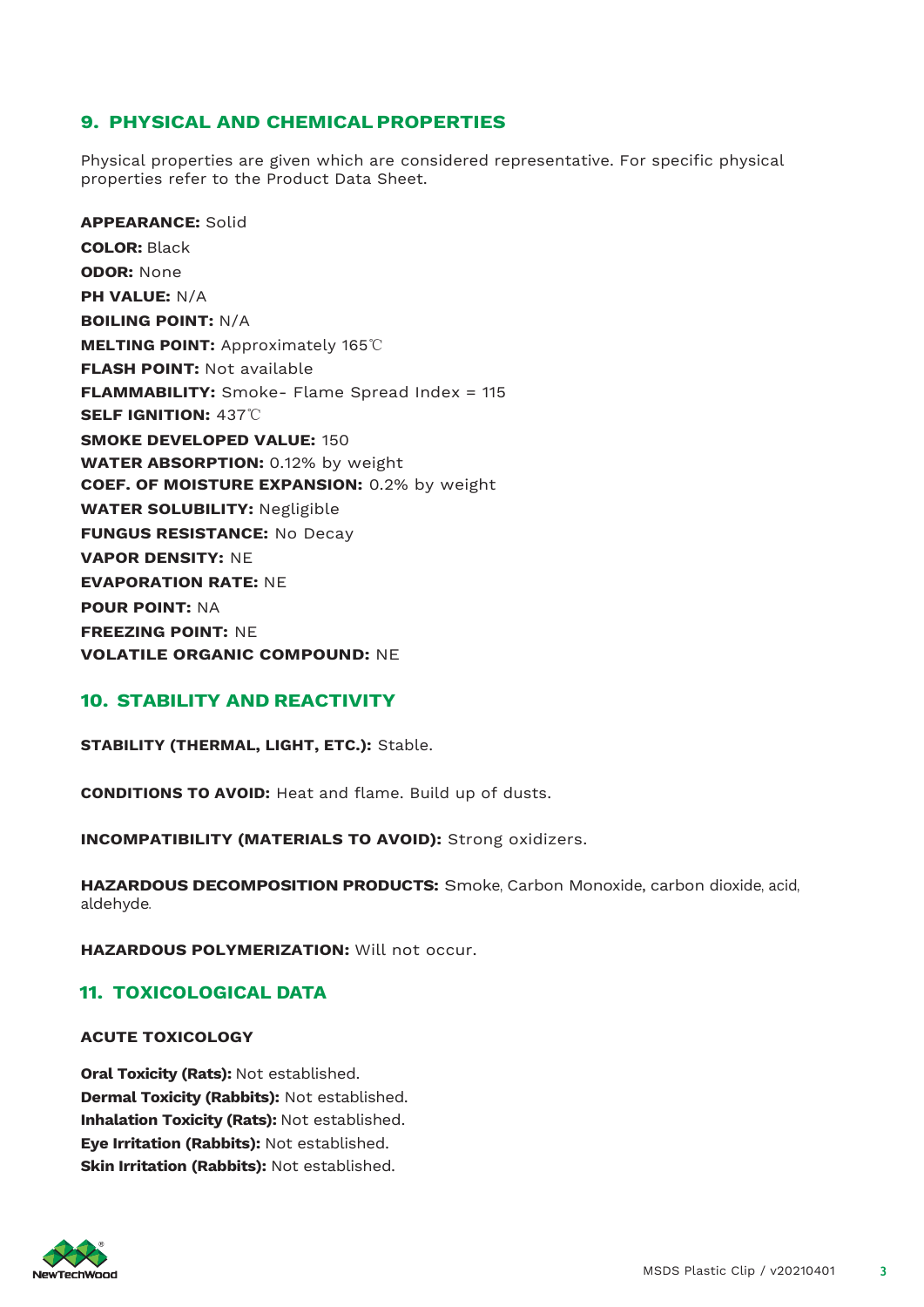## 9. PHYSICAL AND CHEMICAL PROPERTIES

Physical properties are given which are considered representative. For specific physical properties refer to the Product Data Sheet.

**APPEARANCE:** Solid
**COLOR:** Black
**ODOR:** None
**PH VALUE:** N/A
**BOILING POINT:** N/A
**MELTING POINT:** Approximately 165℃
**FLASH POINT:** Not available
**FLAMMABILITY:** Smoke- Flame Spread Index = 115
**SELF IGNITION:** 437℃
**SMOKE DEVELOPED VALUE:** 150
**WATER ABSORPTION:** 0.12% by weight
**COEF. OF MOISTURE EXPANSION:** 0.2% by weight
**WATER SOLUBILITY:** Negligible
**FUNGUS RESISTANCE:** No Decay
**VAPOR DENSITY:** NE
**EVAPORATION RATE:** NE
**POUR POINT:** NA
**FREEZING POINT:** NE
**VOLATILE ORGANIC COMPOUND:** NE

## 10. STABILITY AND REACTIVITY

**STABILITY (THERMAL, LIGHT, ETC.):** Stable.

**CONDITIONS TO AVOID:** Heat and flame. Build up of dusts.

**INCOMPATIBILITY (MATERIALS TO AVOID):** Strong oxidizers.

**HAZARDOUS DECOMPOSITION PRODUCTS:** Smoke, Carbon Monoxide, carbon dioxide, acid, aldehyde.

**HAZARDOUS POLYMERIZATION:** Will not occur.

## 11. TOXICOLOGICAL DATA

**ACUTE TOXICOLOGY**

**Oral Toxicity (Rats):** Not established.
**Dermal Toxicity (Rabbits):** Not established.
**Inhalation Toxicity (Rats):** Not established.
**Eye Irritation (Rabbits):** Not established.
**Skin Irritation (Rabbits):** Not established.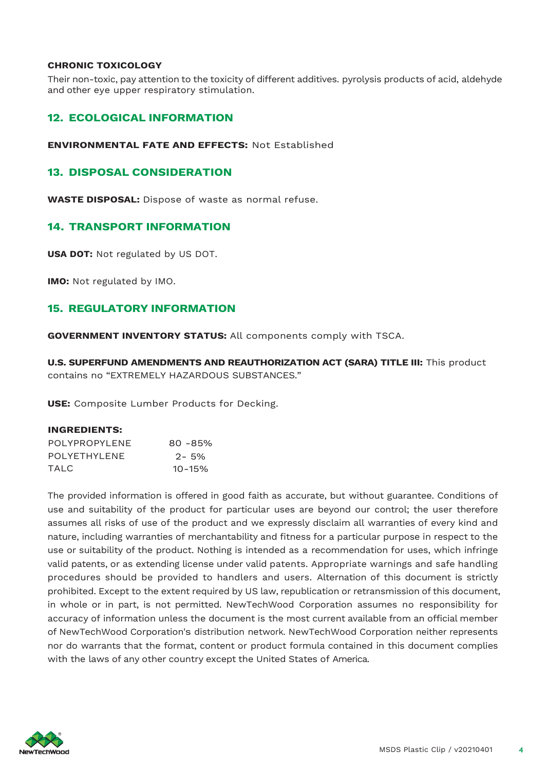**CHRONIC TOXICOLOGY**

Their non-toxic, pay attention to the toxicity of different additives. pyrolysis products of acid, aldehyde and other eye upper respiratory stimulation.

## 12. ECOLOGICAL INFORMATION

**ENVIRONMENTAL FATE AND EFFECTS:** Not Established

## 13. DISPOSAL CONSIDERATION

**WASTE DISPOSAL:** Dispose of waste as normal refuse.

## 14. TRANSPORT INFORMATION

**USA DOT:** Not regulated by US DOT.

**IMO:** Not regulated by IMO.

## 15. REGULATORY INFORMATION

**GOVERNMENT INVENTORY STATUS:** All components comply with TSCA.

**U.S. SUPERFUND AMENDMENTS AND REAUTHORIZATION ACT (SARA) TITLE III:** This product contains no "EXTREMELY HAZARDOUS SUBSTANCES."

**USE:** Composite Lumber Products for Decking.

**INGREDIENTS:**

| | |
|---|---|
| POLYPROPYLENE | 80 -85% |
| POLYETHYLENE | 2- 5% |
| TALC | 10-15% |

The provided information is offered in good faith as accurate, but without guarantee. Conditions of use and suitability of the product for particular uses are beyond our control; the user therefore assumes all risks of use of the product and we expressly disclaim all warranties of every kind and nature, including warranties of merchantability and fitness for a particular purpose in respect to the use or suitability of the product. Nothing is intended as a recommendation for uses, which infringe valid patents, or as extending license under valid patents. Appropriate warnings and safe handling procedures should be provided to handlers and users. Alternation of this document is strictly prohibited. Except to the extent required by US law, republication or retransmission of this document, in whole or in part, is not permitted. NewTechWood Corporation assumes no responsibility for accuracy of information unless the document is the most current available from an official member of NewTechWood Corporation's distribution network. NewTechWood Corporation neither represents nor do warrants that the format, content or product formula contained in this document complies with the laws of any other country except the United States of America.